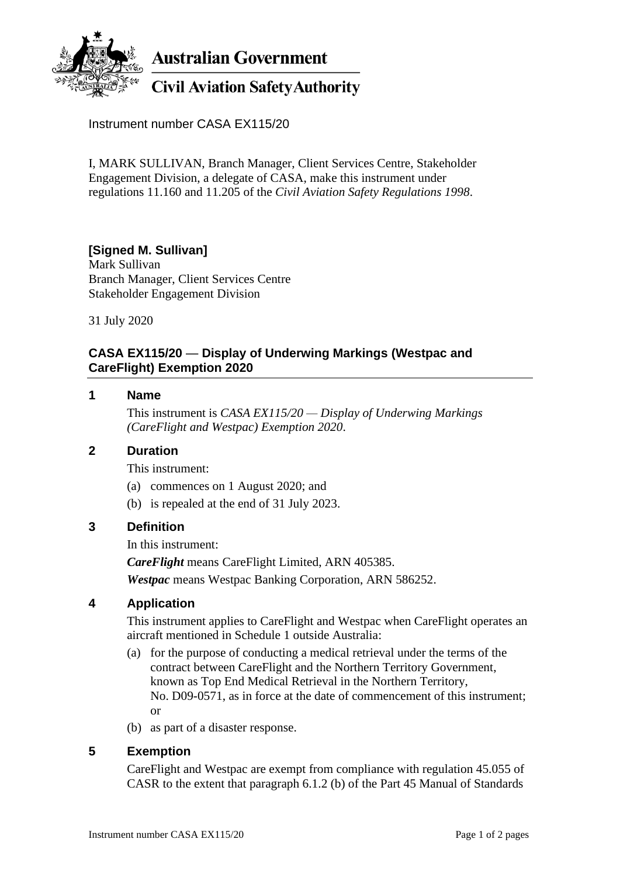**Australian Government**

**Civil Aviation Safety Authority**

Instrument number CASA EX115/20

I, MARK SULLIVAN, Branch Manager, Client Services Centre, Stakeholder Engagement Division, a delegate of CASA, make this instrument under regulations 11.160 and 11.205 of the *Civil Aviation Safety Regulations 1998*.

**[Signed M. Sullivan]**
Mark Sullivan
Branch Manager, Client Services Centre
Stakeholder Engagement Division

31 July 2020

## CASA EX115/20 — Display of Underwing Markings (Westpac and CareFlight) Exemption 2020

### 1 Name

This instrument is *CASA EX115/20 — Display of Underwing Markings (CareFlight and Westpac) Exemption 2020*.

### 2 Duration

This instrument:

(a) commences on 1 August 2020; and

(b) is repealed at the end of 31 July 2023.

### 3 Definition

In this instrument:

***CareFlight*** means CareFlight Limited, ARN 405385.

***Westpac*** means Westpac Banking Corporation, ARN 586252.

### 4 Application

This instrument applies to CareFlight and Westpac when CareFlight operates an aircraft mentioned in Schedule 1 outside Australia:

(a) for the purpose of conducting a medical retrieval under the terms of the contract between CareFlight and the Northern Territory Government, known as Top End Medical Retrieval in the Northern Territory, No. D09-0571, as in force at the date of commencement of this instrument; or

(b) as part of a disaster response.

### 5 Exemption

CareFlight and Westpac are exempt from compliance with regulation 45.055 of CASR to the extent that paragraph 6.1.2 (b) of the Part 45 Manual of Standards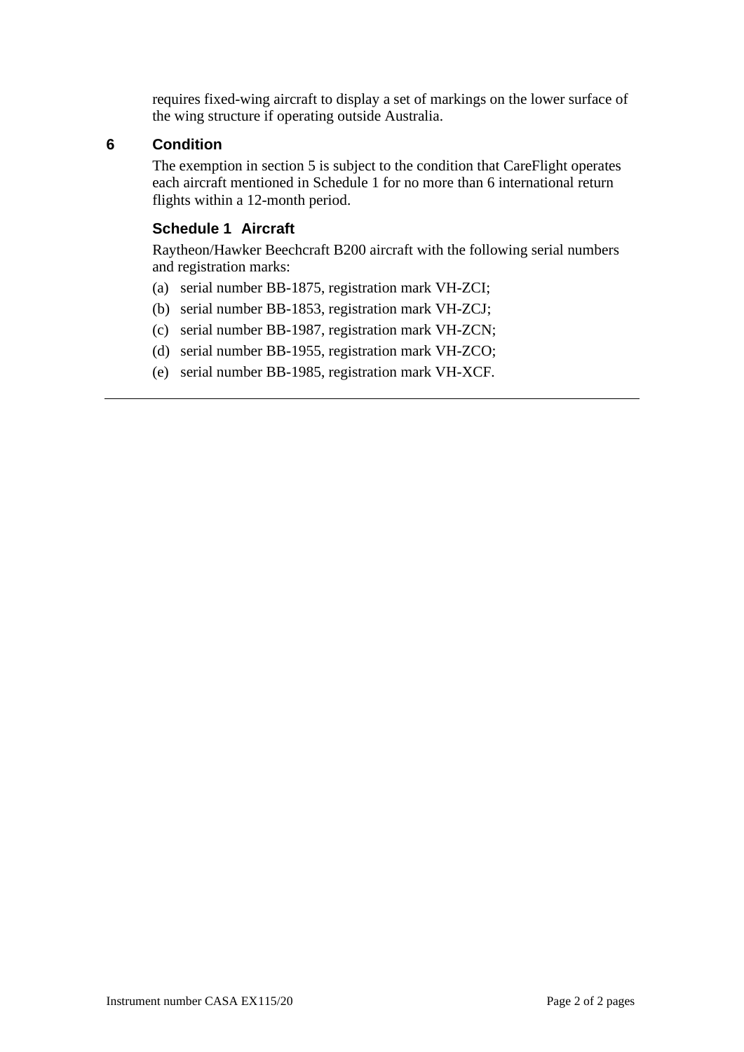requires fixed-wing aircraft to display a set of markings on the lower surface of the wing structure if operating outside Australia.

## 6 Condition

The exemption in section 5 is subject to the condition that CareFlight operates each aircraft mentioned in Schedule 1 for no more than 6 international return flights within a 12-month period.

### Schedule 1 Aircraft

Raytheon/Hawker Beechcraft B200 aircraft with the following serial numbers and registration marks:

(a) serial number BB-1875, registration mark VH-ZCI;

(b) serial number BB-1853, registration mark VH-ZCJ;

(c) serial number BB-1987, registration mark VH-ZCN;

(d) serial number BB-1955, registration mark VH-ZCO;

(e) serial number BB-1985, registration mark VH-XCF.